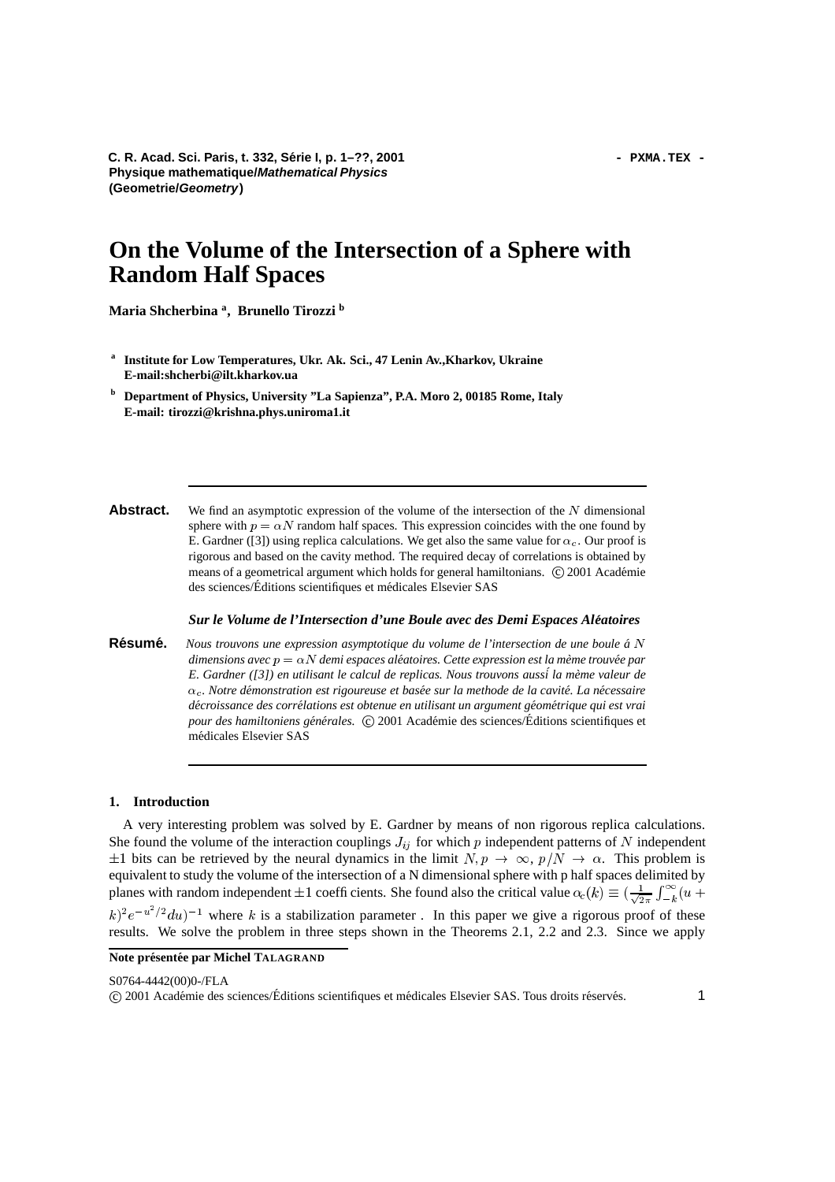# On the Volume of the Intersection of a Sphere with Random Half Spaces

**Maria Shcherbina** [a], **Brunello Tirozzi** [b]

[a] Institute for Low Temperatures, Ukr. Ak. Sci., 47 Lenin Av.,Kharkov, Ukraine
E-mail:shcherbi@ilt.kharkov.ua

[b] Department of Physics, University "La Sapienza", P.A. Moro 2, 00185 Rome, Italy
E-mail: tirozzi@krishna.phys.uniroma1.it

---

**Abstract.** We find an asymptotic expression of the volume of the intersection of the $N$ dimensional sphere with $p = \alpha N$ random half spaces. This expression coincides with the one found by E. Gardner ([3]) using replica calculations. We get also the same value for $\alpha_c$. Our proof is rigorous and based on the cavity method. The required decay of correlations is obtained by means of a geometrical argument which holds for general hamiltonians. © 2001 Académie des sciences/Éditions scientifiques et médicales Elsevier SAS

***Sur le Volume de l'Intersection d'une Boule avec des Demi Espaces Aléatoires***

**Résumé.** *Nous trouvons une expression asymptotique du volume de l'intersection de une boule á $N$ dimensions avec $p = \alpha N$ demi espaces aléatoires. Cette expression est la mème trouvée par E. Gardner ([3]) en utilisant le calcul de replicas. Nous trouvons aussí la mème valeur de $\alpha_c$. Notre démonstration est rigoureuse et basée sur la methode de la cavité. La nécessaire décroissance des corrélations est obtenue en utilisant un argument géométrique qui est vrai pour des hamiltoniens générales.* © 2001 Académie des sciences/Éditions scientifiques et médicales Elsevier SAS

---

## 1. Introduction

A very interesting problem was solved by E. Gardner by means of non rigorous replica calculations. She found the volume of the interaction couplings $J_{ij}$ for which $p$ independent patterns of $N$ independent $\pm 1$ bits can be retrieved by the neural dynamics in the limit $N, p \to \infty$, $p/N \to \alpha$. This problem is equivalent to study the volume of the intersection of a N dimensional sphere with p half spaces delimited by planes with random independent $\pm 1$ coefficients. She found also the critical value $\alpha_c(k) \equiv (\frac{1}{\sqrt{2\pi}} \int_{-k}^{\infty} (u + k)^2 e^{-u^2/2} du)^{-1}$ where $k$ is a stabilization parameter . In this paper we give a rigorous proof of these results. We solve the problem in three steps shown in the Theorems 2.1, 2.2 and 2.3. Since we apply

**Note présentée par Michel TALAGRAND**

S0764-4442(00)0-/FLA
© 2001 Académie des sciences/Éditions scientifiques et médicales Elsevier SAS. Tous droits réservés.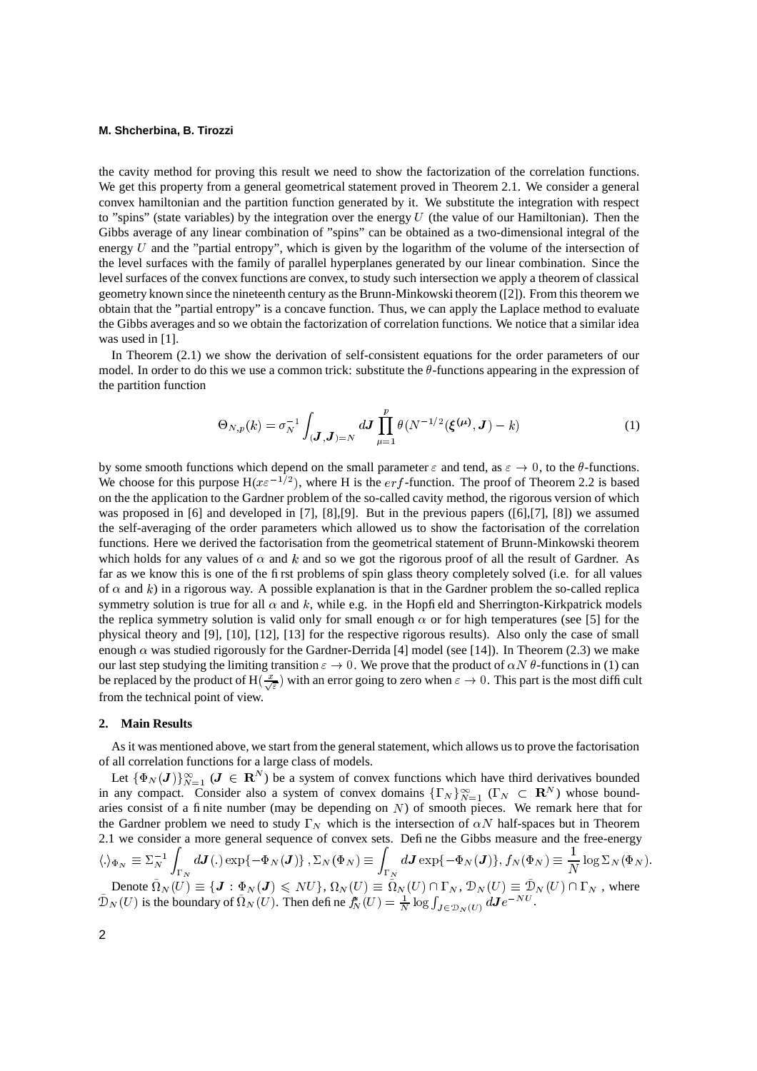the cavity method for proving this result we need to show the factorization of the correlation functions. We get this property from a general geometrical statement proved in Theorem 2.1. We consider a general convex hamiltonian and the partition function generated by it. We substitute the integration with respect to "spins" (state variables) by the integration over the energy $U$ (the value of our Hamiltonian). Then the Gibbs average of any linear combination of "spins" can be obtained as a two-dimensional integral of the energy $U$ and the "partial entropy", which is given by the logarithm of the volume of the intersection of the level surfaces with the family of parallel hyperplanes generated by our linear combination. Since the level surfaces of the convex functions are convex, to study such intersection we apply a theorem of classical geometry known since the nineteenth century as the Brunn-Minkowski theorem ([2]). From this theorem we obtain that the "partial entropy" is a concave function. Thus, we can apply the Laplace method to evaluate the Gibbs averages and so we obtain the factorization of correlation functions. We notice that a similar idea was used in [1].

In Theorem (2.1) we show the derivation of self-consistent equations for the order parameters of our model. In order to do this we use a common trick: substitute the $\theta$-functions appearing in the expression of the partition function

$$\Theta_{N,p}(k) = \sigma_N^{-1} \int_{(\boldsymbol{J},\boldsymbol{J})=N} d\boldsymbol{J} \prod_{\mu=1}^{p} \theta(N^{-1/2}(\boldsymbol{\xi}^{(\mu)},\boldsymbol{J}) - k) \tag{1}$$

by some smooth functions which depend on the small parameter $\varepsilon$ and tend, as $\varepsilon \to 0$, to the $\theta$-functions. We choose for this purpose $\mathrm{H}(x\varepsilon^{-1/2})$, where H is the $erf$-function. The proof of Theorem 2.2 is based on the the application to the Gardner problem of the so-called cavity method, the rigorous version of which was proposed in [6] and developed in [7], [8],[9]. But in the previous papers ([6],[7], [8]) we assumed the self-averaging of the order parameters which allowed us to show the factorisation of the correlation functions. Here we derived the factorisation from the geometrical statement of Brunn-Minkowski theorem which holds for any values of $\alpha$ and $k$ and so we got the rigorous proof of all the result of Gardner. As far as we know this is one of the first problems of spin glass theory completely solved (i.e. for all values of $\alpha$ and $k$) in a rigorous way. A possible explanation is that in the Gardner problem the so-called replica symmetry solution is true for all $\alpha$ and $k$, while e.g. in the Hopfield and Sherrington-Kirkpatrick models the replica symmetry solution is valid only for small enough $\alpha$ or for high temperatures (see [5] for the physical theory and [9], [10], [12], [13] for the respective rigorous results). Also only the case of small enough $\alpha$ was studied rigorously for the Gardner-Derrida [4] model (see [14]). In Theorem (2.3) we make our last step studying the limiting transition $\varepsilon \to 0$. We prove that the product of $\alpha N$ $\theta$-functions in (1) can be replaced by the product of $\mathrm{H}(\frac{x}{\sqrt{\varepsilon}})$ with an error going to zero when $\varepsilon \to 0$. This part is the most difficult from the technical point of view.

## 2. Main Results

As it was mentioned above, we start from the general statement, which allows us to prove the factorisation of all correlation functions for a large class of models.

Let $\{\Phi_N(\boldsymbol{J})\}_{N=1}^{\infty}$ ($\boldsymbol{J} \in \mathbf{R}^N$) be a system of convex functions which have third derivatives bounded in any compact. Consider also a system of convex domains $\{\Gamma_N\}_{N=1}^{\infty}$ ($\Gamma_N \subset \mathbf{R}^N$) whose boundaries consist of a finite number (may be depending on $N$) of smooth pieces. We remark here that for the Gardner problem we need to study $\Gamma_N$ which is the intersection of $\alpha N$ half-spaces but in Theorem 2.1 we consider a more general sequence of convex sets. Define the Gibbs measure and the free-energy

$$\langle . \rangle_{\Phi_N} \equiv \Sigma_N^{-1} \int_{\Gamma_N} d\boldsymbol{J} (.) \exp\{-\Phi_N(\boldsymbol{J})\}, \Sigma_N(\Phi_N) \equiv \int_{\Gamma_N} d\boldsymbol{J} \exp\{-\Phi_N(\boldsymbol{J})\}, f_N(\Phi_N) \equiv \frac{1}{N}\log \Sigma_N(\Phi_N).$$

Denote $\bar{\Omega}_N(U) \equiv \{\boldsymbol{J} : \Phi_N(\boldsymbol{J}) \leqslant NU\}$, $\Omega_N(U) \equiv \bar{\Omega}_N(U) \cap \Gamma_N$, $\mathcal{D}_N(U) \equiv \bar{\mathcal{D}}_N(U) \cap \Gamma_N$ , where $\bar{\mathcal{D}}_N(U)$ is the boundary of $\bar{\Omega}_N(U)$. Then define $f_N^*(U) = \frac{1}{N} \log \int_{\boldsymbol{J} \in \mathcal{D}_N(U)} d\boldsymbol{J} e^{-NU}$.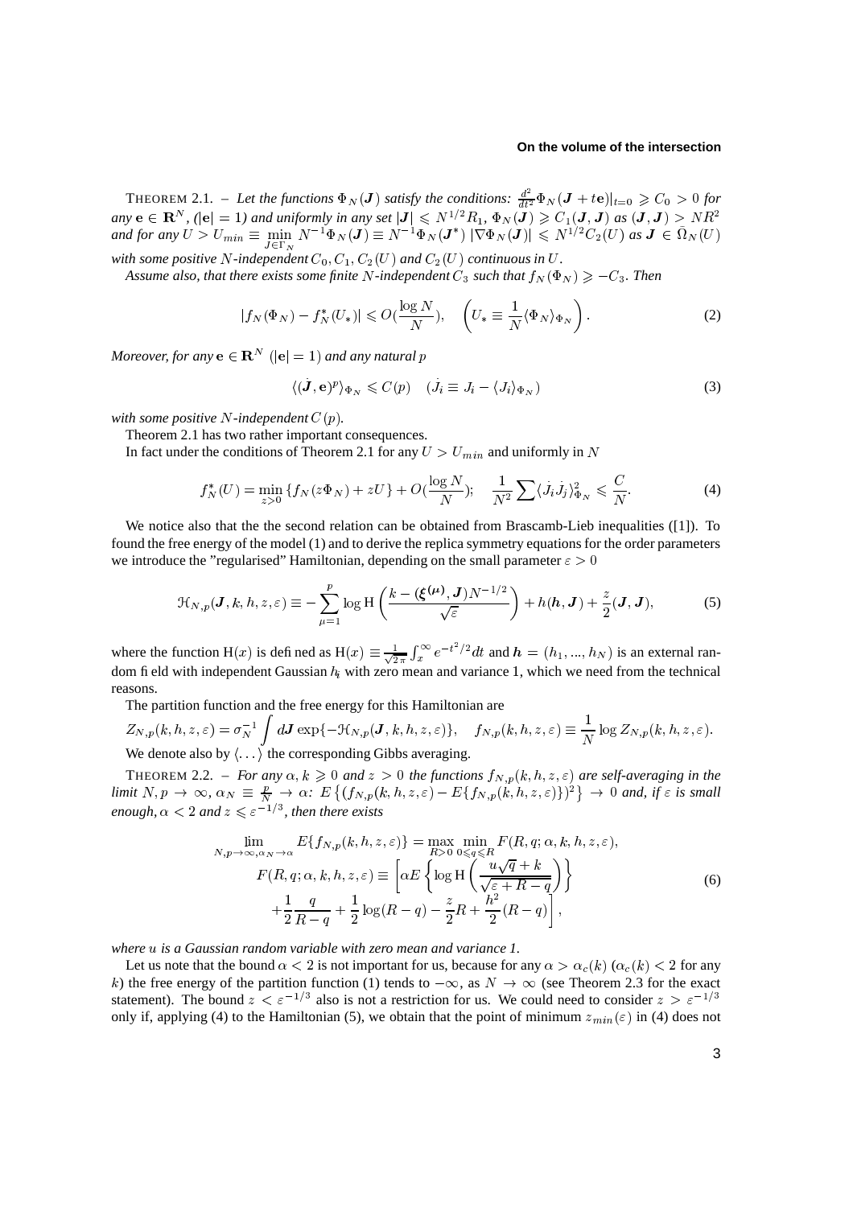THEOREM 2.1. – *Let the functions $\Phi_N(\boldsymbol{J})$ satisfy the conditions: $\frac{d^2}{dt^2}\Phi_N(\boldsymbol{J}+t\mathbf{e})|_{t=0} \geqslant C_0 > 0$ for any $\mathbf{e} \in \mathbf{R}^N$, ($|\mathbf{e}| = 1$) and uniformly in any set $|\boldsymbol{J}| \leqslant N^{1/2}R_1$, $\Phi_N(\boldsymbol{J}) \geqslant C_1(\boldsymbol{J},\boldsymbol{J})$ as $(\boldsymbol{J},\boldsymbol{J}) > NR^2$ and for any $U > U_{min} \equiv \min_{\boldsymbol{J}\in\Gamma_N} N^{-1}\Phi_N(\boldsymbol{J}) \equiv N^{-1}\Phi_N(\boldsymbol{J}^*)$ $|\nabla\Phi_N(\boldsymbol{J})| \leqslant N^{1/2}C_2(U)$ as $\boldsymbol{J} \in \bar{\Omega}_N(U)$ with some positive $N$-independent $C_0, C_1, C_2(U)$ and $C_2(U)$ continuous in $U$.*

*Assume also, that there exists some finite $N$-independent $C_3$ such that $f_N(\Phi_N) \geqslant -C_3$. Then*

$$|f_N(\Phi_N) - f_N^*(U_*)| \leqslant O(\frac{\log N}{N}), \quad \left(U_* \equiv \frac{1}{N}\langle\Phi_N\rangle_{\Phi_N}\right). \tag{2}$$

*Moreover, for any $\mathbf{e} \in \mathbf{R}^N$ ($|\mathbf{e}| = 1$) and any natural $p$*

$$\langle(\dot{\boldsymbol{J}},\mathbf{e})^p\rangle_{\Phi_N} \leqslant C(p) \quad (\dot{J}_i \equiv J_i - \langle J_i\rangle_{\Phi_N}) \tag{3}$$

*with some positive $N$-independent $C(p)$.*

Theorem 2.1 has two rather important consequences.

In fact under the conditions of Theorem 2.1 for any $U > U_{min}$ and uniformly in $N$

$$f_N^*(U) = \min_{z>0}\{f_N(z\Phi_N) + zU\} + O(\frac{\log N}{N}); \quad \frac{1}{N^2}\sum\langle\dot{J}_i\dot{J}_j\rangle_{\Phi_N}^2 \leqslant \frac{C}{N}. \tag{4}$$

We notice also that the the second relation can be obtained from Brascamb-Lieb inequalities ([1]). To found the free energy of the model (1) and to derive the replica symmetry equations for the order parameters we introduce the "regularised" Hamiltonian, depending on the small parameter $\varepsilon > 0$

$$\mathcal{H}_{N,p}(\boldsymbol{J},k,h,z,\varepsilon) \equiv -\sum_{\mu=1}^{p}\log\mathrm{H}\left(\frac{k-(\boldsymbol{\xi}^{(\mu)},\boldsymbol{J})N^{-1/2}}{\sqrt{\varepsilon}}\right) + h(\boldsymbol{h},\boldsymbol{J}) + \frac{z}{2}(\boldsymbol{J},\boldsymbol{J}), \tag{5}$$

where the function $\mathrm{H}(x)$ is defined as $\mathrm{H}(x) \equiv \frac{1}{\sqrt{2\pi}}\int_x^\infty e^{-t^2/2}dt$ and $\boldsymbol{h} = (h_1,...,h_N)$ is an external random field with independent Gaussian $h_i$ with zero mean and variance 1, which we need from the technical reasons.

The partition function and the free energy for this Hamiltonian are

$$Z_{N,p}(k,h,z,\varepsilon) = \sigma_N^{-1}\int d\boldsymbol{J}\exp\{-\mathcal{H}_{N,p}(\boldsymbol{J},k,h,z,\varepsilon)\}, \quad f_{N,p}(k,h,z,\varepsilon) \equiv \frac{1}{N}\log Z_{N,p}(k,h,z,\varepsilon).$$

We denote also by $\langle\ldots\rangle$ the corresponding Gibbs averaging.

THEOREM 2.2. – *For any $\alpha, k \geqslant 0$ and $z > 0$ the functions $f_{N,p}(k,h,z,\varepsilon)$ are self-averaging in the limit $N,p \to \infty$, $\alpha_N \equiv \frac{p}{N} \to \alpha$: $E\{(f_{N,p}(k,h,z,\varepsilon) - E\{f_{N,p}(k,h,z,\varepsilon)\})^2\} \to 0$ and, if $\varepsilon$ is small enough, $\alpha < 2$ and $z \leqslant \varepsilon^{-1/3}$, then there exists*

$$\begin{aligned}
\lim_{N,p\to\infty,\alpha_N\to\alpha} E\{f_{N,p}(k,h,z,\varepsilon)\} &= \max_{R>0}\min_{0\leqslant q\leqslant R} F(R,q;\alpha,k,h,z,\varepsilon), \\
F(R,q;\alpha,k,h,z,\varepsilon) &\equiv \left[\alpha E\left\{\log\mathrm{H}\left(\frac{u\sqrt{q}+k}{\sqrt{\varepsilon+R-q}}\right)\right\}\right. \\
&\left.+\frac{1}{2}\frac{q}{R-q} + \frac{1}{2}\log(R-q) - \frac{z}{2}R + \frac{h^2}{2}(R-q)\right],
\end{aligned} \tag{6}$$

*where $u$ is a Gaussian random variable with zero mean and variance 1.*

Let us note that the bound $\alpha < 2$ is not important for us, because for any $\alpha > \alpha_c(k)$ ($\alpha_c(k) < 2$ for any $k$) the free energy of the partition function (1) tends to $-\infty$, as $N \to \infty$ (see Theorem 2.3 for the exact statement). The bound $z < \varepsilon^{-1/3}$ also is not a restriction for us. We could need to consider $z > \varepsilon^{-1/3}$ only if, applying (4) to the Hamiltonian (5), we obtain that the point of minimum $z_{min}(\varepsilon)$ in (4) does not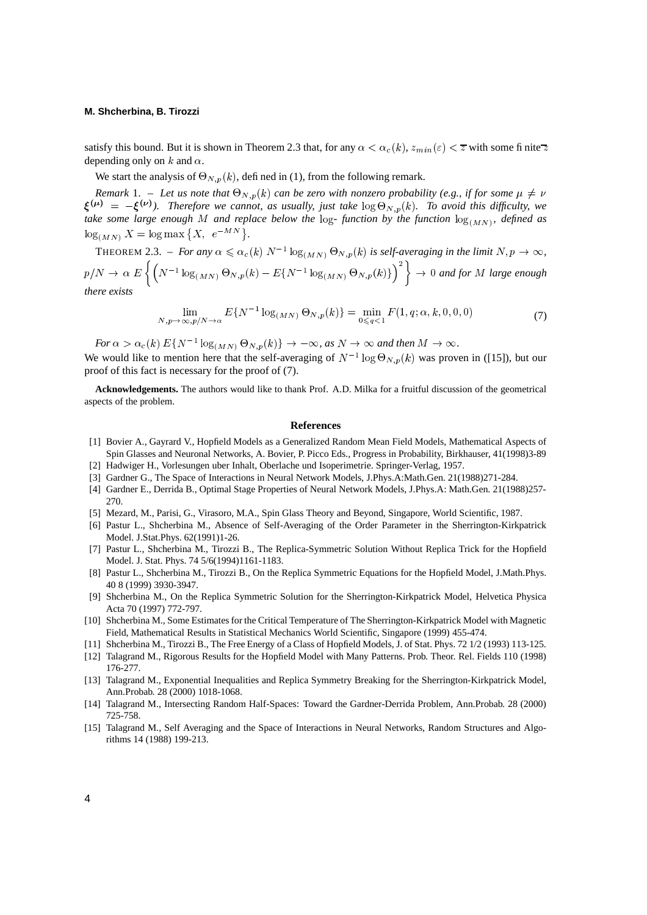satisfy this bound. But it is shown in Theorem 2.3 that, for any $\alpha < \alpha_c(k)$, $z_{min}(\varepsilon) < \overline{z}$ with some finite $\overline{z}$ depending only on $k$ and $\alpha$.

We start the analysis of $\Theta_{N,p}(k)$, defined in (1), from the following remark.

*Remark* 1. – *Let us note that $\Theta_{N,p}(k)$ can be zero with nonzero probability (e.g., if for some $\mu \neq \nu$ $\boldsymbol{\xi}^{(\mu)} = -\boldsymbol{\xi}^{(\nu)}$). Therefore we cannot, as usually, just take $\log \Theta_{N,p}(k)$. To avoid this difficulty, we take some large enough $M$ and replace below the* log- *function by the function $\log_{(MN)}$, defined as $\log_{(MN)} X = \log \max\{X, \ e^{-MN}\}$.*

THEOREM 2.3. – *For any $\alpha \leqslant \alpha_c(k)$ $N^{-1} \log_{(MN)} \Theta_{N,p}(k)$ is self-averaging in the limit $N, p \to \infty$, $p/N \to \alpha$ $E\left\{ \left( N^{-1} \log_{(MN)} \Theta_{N,p}(k) - E\{N^{-1} \log_{(MN)} \Theta_{N,p}(k)\} \right)^2 \right\} \to 0$ and for $M$ large enough there exists*

$$\lim_{N,p \to \infty, p/N \to \alpha} E\{N^{-1} \log_{(MN)} \Theta_{N,p}(k)\} = \min_{0 \leqslant q < 1} F(1, q; \alpha, k, 0, 0, 0) \tag{7}$$

*For $\alpha > \alpha_c(k)$ $E\{N^{-1} \log_{(MN)} \Theta_{N,p}(k)\} \to -\infty$, as $N \to \infty$ and then $M \to \infty$.*

We would like to mention here that the self-averaging of $N^{-1} \log \Theta_{N,p}(k)$ was proven in ([15]), but our proof of this fact is necessary for the proof of (7).

**Acknowledgements.** The authors would like to thank Prof. A.D. Milka for a fruitful discussion of the geometrical aspects of the problem.

## References

[1] Bovier A., Gayrard V., Hopfield Models as a Generalized Random Mean Field Models, Mathematical Aspects of Spin Glasses and Neuronal Networks, A. Bovier, P. Picco Eds., Progress in Probability, Birkhauser, 41(1998)3-89

[2] Hadwiger H., Vorlesungen uber Inhalt, Oberlache und Isoperimetrie. Springer-Verlag, 1957.

[3] Gardner G., The Space of Interactions in Neural Network Models, J.Phys.A:Math.Gen. 21(1988)271-284.

[4] Gardner E., Derrida B., Optimal Stage Properties of Neural Network Models, J.Phys.A: Math.Gen. 21(1988)257-270.

[5] Mezard, M., Parisi, G., Virasoro, M.A., Spin Glass Theory and Beyond, Singapore, World Scientific, 1987.

[6] Pastur L., Shcherbina M., Absence of Self-Averaging of the Order Parameter in the Sherrington-Kirkpatrick Model. J.Stat.Phys. 62(1991)1-26.

[7] Pastur L., Shcherbina M., Tirozzi B., The Replica-Symmetric Solution Without Replica Trick for the Hopfield Model. J. Stat. Phys. 74 5/6(1994)1161-1183.

[8] Pastur L., Shcherbina M., Tirozzi B., On the Replica Symmetric Equations for the Hopfield Model, J.Math.Phys. 40 8 (1999) 3930-3947.

[9] Shcherbina M., On the Replica Symmetric Solution for the Sherrington-Kirkpatrick Model, Helvetica Physica Acta 70 (1997) 772-797.

[10] Shcherbina M., Some Estimates for the Critical Temperature of The Sherrington-Kirkpatrick Model with Magnetic Field, Mathematical Results in Statistical Mechanics World Scientific, Singapore (1999) 455-474.

[11] Shcherbina M., Tirozzi B., The Free Energy of a Class of Hopfield Models, J. of Stat. Phys. 72 1/2 (1993) 113-125.

[12] Talagrand M., Rigorous Results for the Hopfield Model with Many Patterns. Prob. Theor. Rel. Fields 110 (1998) 176-277.

[13] Talagrand M., Exponential Inequalities and Replica Symmetry Breaking for the Sherrington-Kirkpatrick Model, Ann.Probab. 28 (2000) 1018-1068.

[14] Talagrand M., Intersecting Random Half-Spaces: Toward the Gardner-Derrida Problem, Ann.Probab. 28 (2000) 725-758.

[15] Talagrand M., Self Averaging and the Space of Interactions in Neural Networks, Random Structures and Algorithms 14 (1988) 199-213.